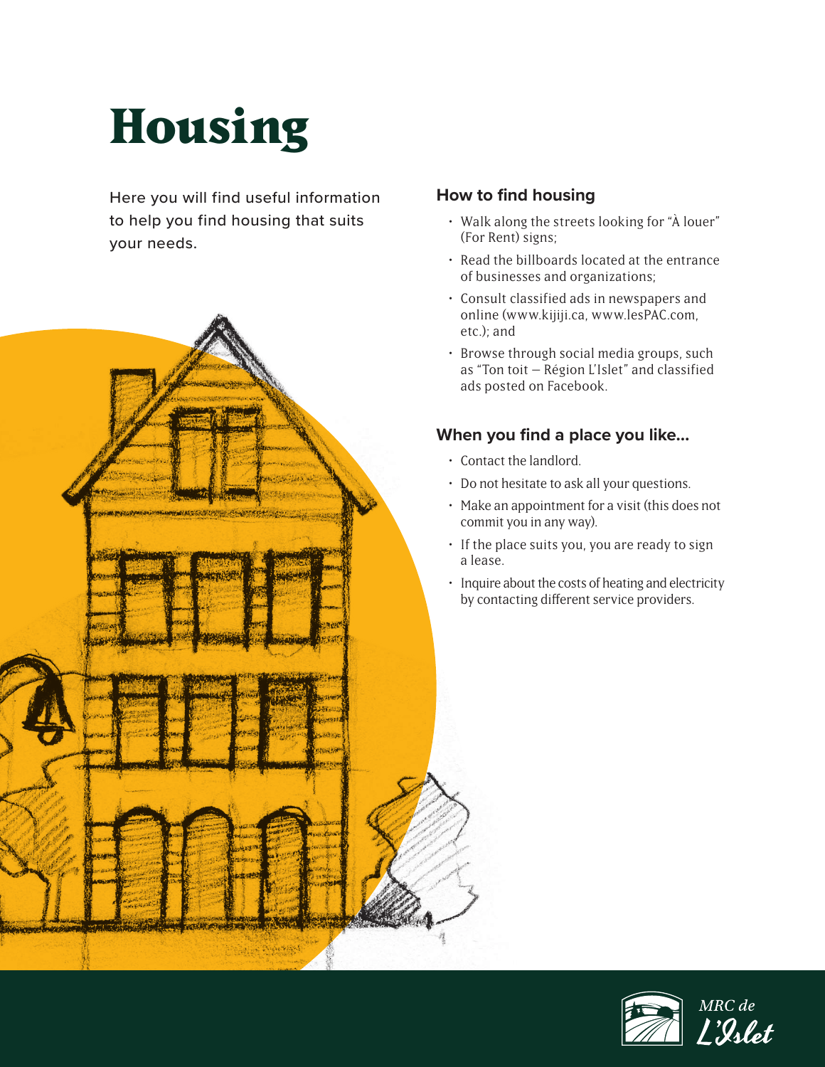# Housing

Here you will find useful information to help you find housing that suits your needs.

### How to find housing

- Walk along the streets looking for "À louer" (For Rent) signs;
- Read the billboards located at the entrance of businesses and organizations;
- Consult classified ads in newspapers and online (www.kijiji.ca, www.lesPAC.com, etc.); and
- Browse through social media groups, such as "Ton toit – Région L'Islet" and classified ads posted on Facebook.

### When you find a place you like...

- Contact the landlord.
- Do not hesitate to ask all your questions.
- Make an appointment for a visit (this does not commit you in any way).
- If the place suits you, you are ready to sign a lease.
- Inquire about the costs of heating and electricity by contacting different service providers.

MRC de L'Islet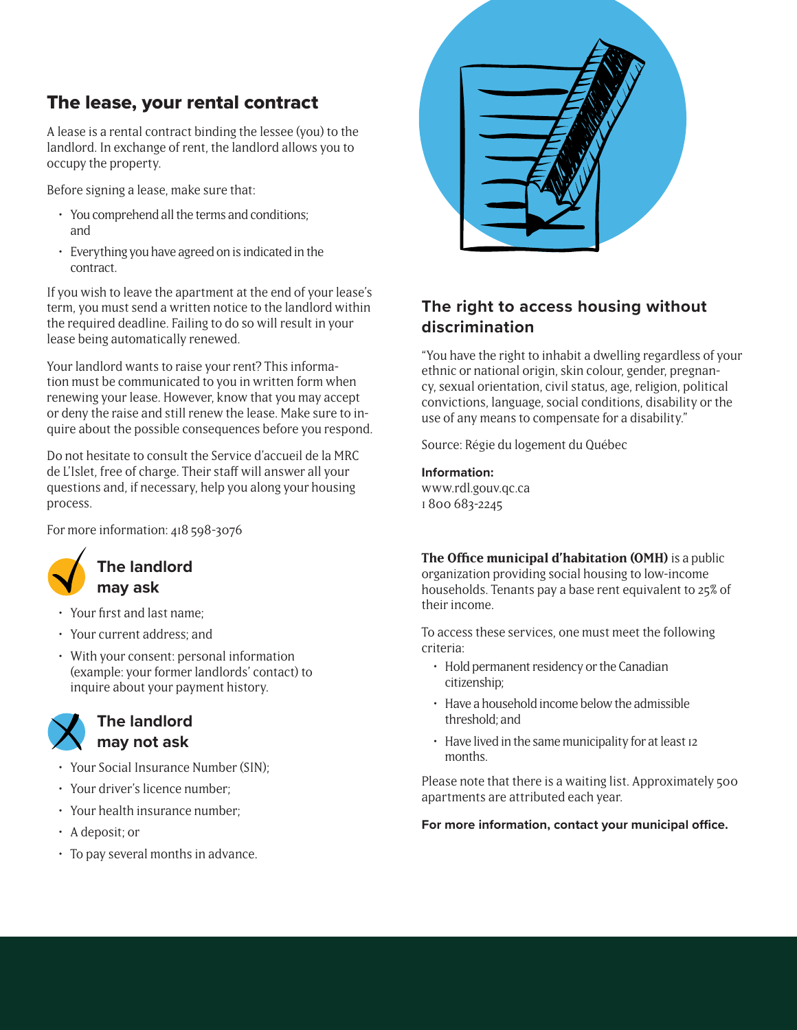## The lease, your rental contract

A lease is a rental contract binding the lessee (you) to the landlord. In exchange of rent, the landlord allows you to occupy the property.

Before signing a lease, make sure that:

- You comprehend all the terms and conditions; and
- Everything you have agreed on is indicated in the contract.

If you wish to leave the apartment at the end of your lease's term, you must send a written notice to the landlord within the required deadline. Failing to do so will result in your lease being automatically renewed.

Your landlord wants to raise your rent? This information must be communicated to you in written form when renewing your lease. However, know that you may accept or deny the raise and still renew the lease. Make sure to inquire about the possible consequences before you respond.

Do not hesitate to consult the Service d'accueil de la MRC de L'Islet, free of charge. Their staff will answer all your questions and, if necessary, help you along your housing process.

For more information: 418 598-3076

### The landlord may ask

- Your first and last name;
- Your current address; and
- With your consent: personal information (example: your former landlords' contact) to inquire about your payment history.

### The landlord may not ask

- Your Social Insurance Number (SIN);
- Your driver's licence number;
- Your health insurance number;
- A deposit; or
- To pay several months in advance.

## The right to access housing without discrimination

"You have the right to inhabit a dwelling regardless of your ethnic or national origin, skin colour, gender, pregnancy, sexual orientation, civil status, age, religion, political convictions, language, social conditions, disability or the use of any means to compensate for a disability."

Source: Régie du logement du Québec

**Information:**
www.rdl.gouv.qc.ca
1 800 683-2245

**The Office municipal d'habitation (OMH)** is a public organization providing social housing to low-income households. Tenants pay a base rent equivalent to 25% of their income.

To access these services, one must meet the following criteria:

- Hold permanent residency or the Canadian citizenship;
- Have a household income below the admissible threshold; and
- Have lived in the same municipality for at least 12 months.

Please note that there is a waiting list. Approximately 500 apartments are attributed each year.

**For more information, contact your municipal office.**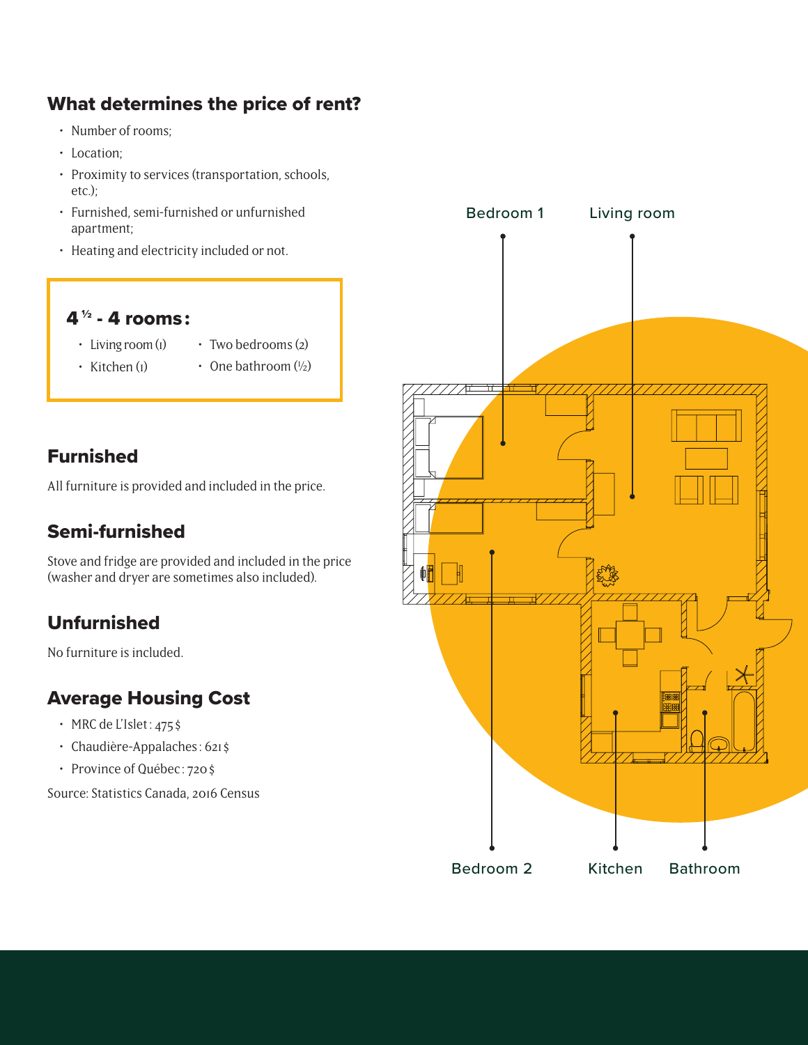## What determines the price of rent?

- Number of rooms;
- Location;
- Proximity to services (transportation, schools, etc.);
- Furnished, semi-furnished or unfurnished apartment;
- Heating and electricity included or not.

### 4 ½ - 4 rooms:

- Living room (1)
- Kitchen (1)
- Two bedrooms (2)
- One bathroom (½)

## Furnished

All furniture is provided and included in the price.

## Semi-furnished

Stove and fridge are provided and included in the price (washer and dryer are sometimes also included).

## Unfurnished

No furniture is included.

## Average Housing Cost

- MRC de L'Islet : 475 $
- Chaudière-Appalaches : 621 $
- Province of Québec : 720 $

Source: Statistics Canada, 2016 Census

Bedroom 1

Living room

Bedroom 2

Kitchen

Bathroom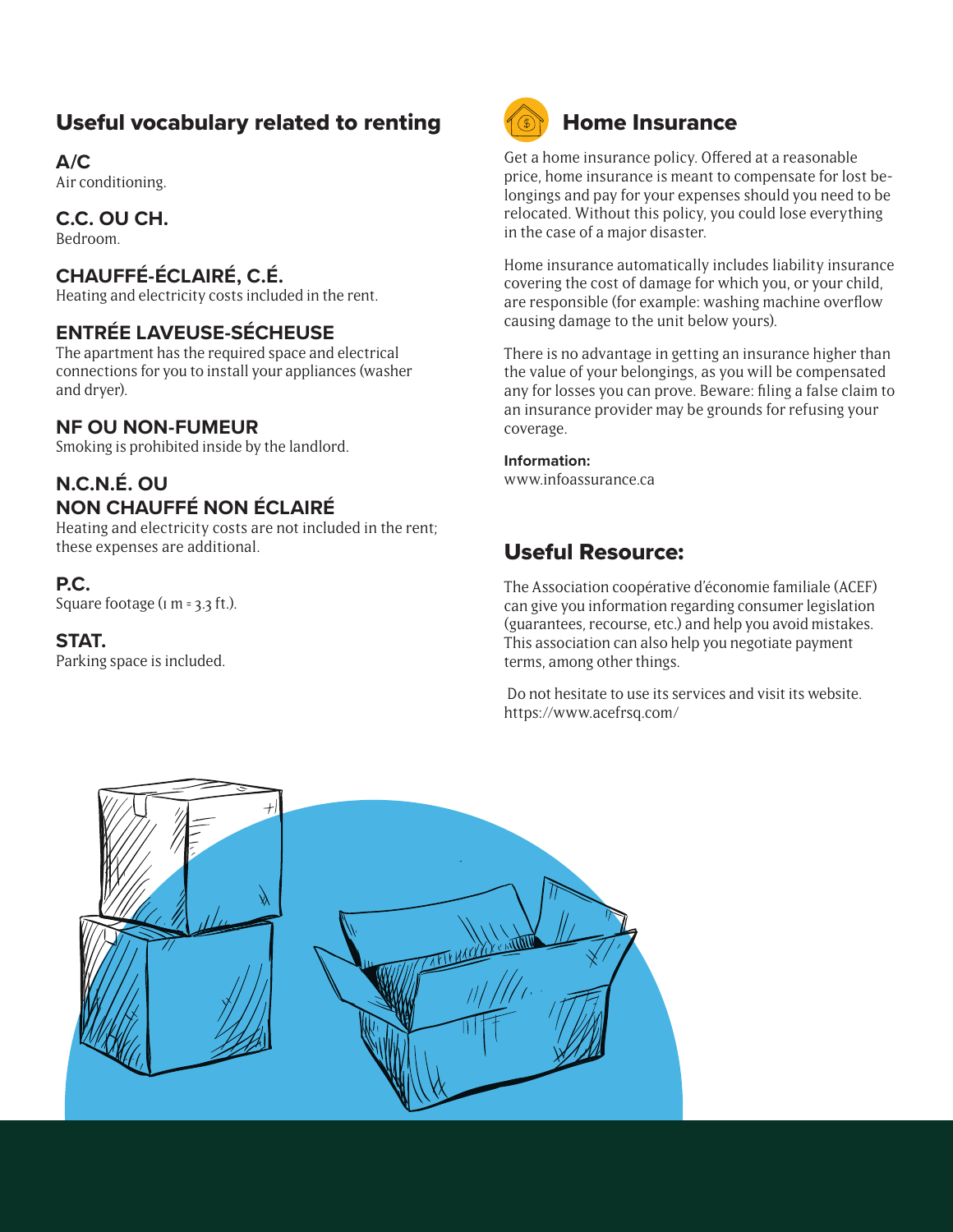## Useful vocabulary related to renting

### A/C

Air conditioning.

### C.C. OU CH.

Bedroom.

### CHAUFFÉ-ÉCLAIRÉ, C.É.

Heating and electricity costs included in the rent.

### ENTRÉE LAVEUSE-SÉCHEUSE

The apartment has the required space and electrical connections for you to install your appliances (washer and dryer).

### NF OU NON-FUMEUR

Smoking is prohibited inside by the landlord.

### N.C.N.É. OU NON CHAUFFÉ NON ÉCLAIRÉ

Heating and electricity costs are not included in the rent; these expenses are additional.

### P.C.

Square footage (1 m = 3.3 ft.).

### STAT.

Parking space is included.

## Home Insurance

Get a home insurance policy. Offered at a reasonable price, home insurance is meant to compensate for lost belongings and pay for your expenses should you need to be relocated. Without this policy, you could lose everything in the case of a major disaster.

Home insurance automatically includes liability insurance covering the cost of damage for which you, or your child, are responsible (for example: washing machine overflow causing damage to the unit below yours).

There is no advantage in getting an insurance higher than the value of your belongings, as you will be compensated any for losses you can prove. Beware: filing a false claim to an insurance provider may be grounds for refusing your coverage.

**Information:**
www.infoassurance.ca

## Useful Resource:

The Association coopérative d'économie familiale (ACEF) can give you information regarding consumer legislation (guarantees, recourse, etc.) and help you avoid mistakes. This association can also help you negotiate payment terms, among other things.

Do not hesitate to use its services and visit its website.
https://www.acefrsq.com/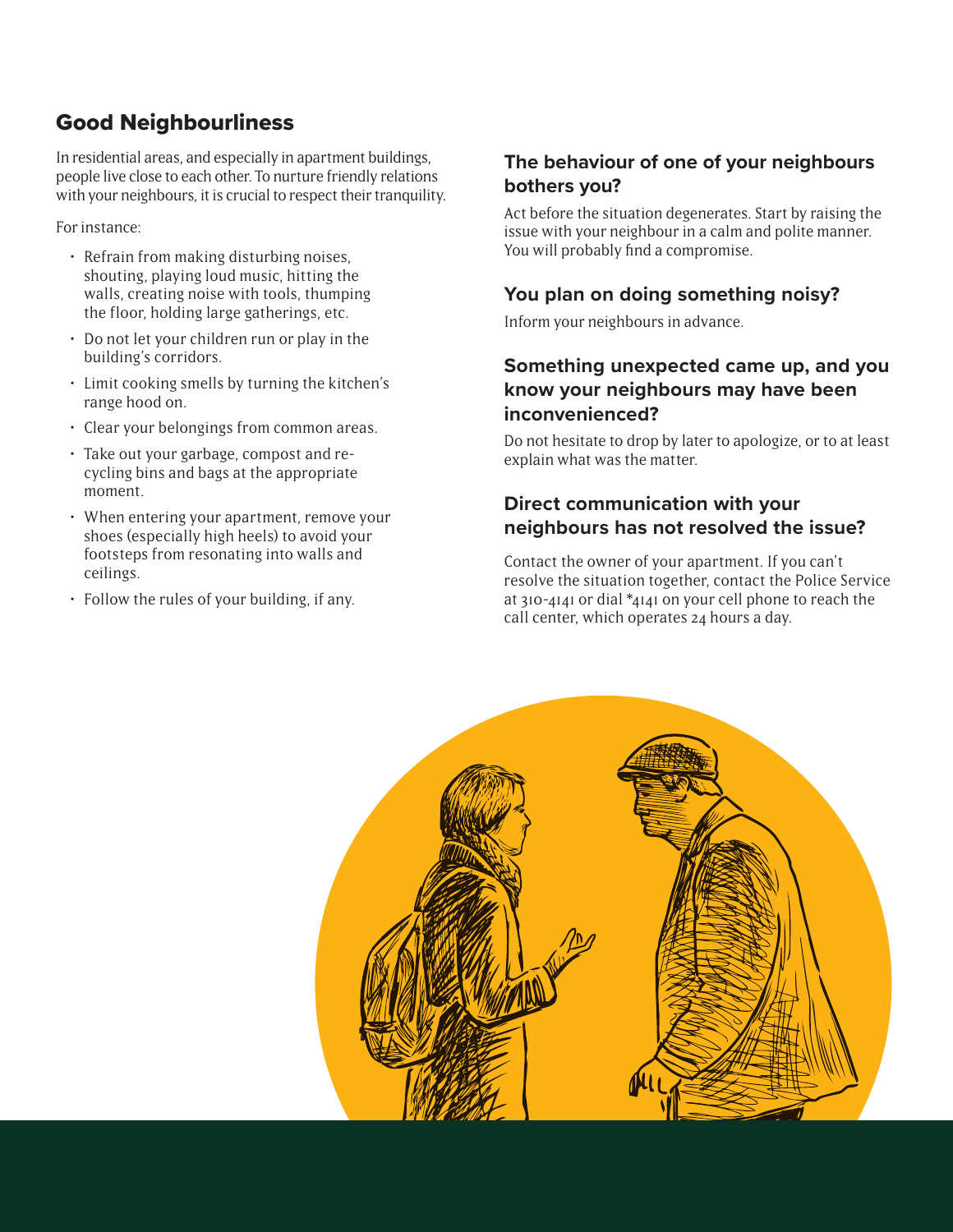## Good Neighbourliness

In residential areas, and especially in apartment buildings, people live close to each other. To nurture friendly relations with your neighbours, it is crucial to respect their tranquility.

For instance:

- Refrain from making disturbing noises, shouting, playing loud music, hitting the walls, creating noise with tools, thumping the floor, holding large gatherings, etc.
- Do not let your children run or play in the building's corridors.
- Limit cooking smells by turning the kitchen's range hood on.
- Clear your belongings from common areas.
- Take out your garbage, compost and recycling bins and bags at the appropriate moment.
- When entering your apartment, remove your shoes (especially high heels) to avoid your footsteps from resonating into walls and ceilings.
- Follow the rules of your building, if any.

### The behaviour of one of your neighbours bothers you?

Act before the situation degenerates. Start by raising the issue with your neighbour in a calm and polite manner. You will probably find a compromise.

### You plan on doing something noisy?

Inform your neighbours in advance.

### Something unexpected came up, and you know your neighbours may have been inconvenienced?

Do not hesitate to drop by later to apologize, or to at least explain what was the matter.

### Direct communication with your neighbours has not resolved the issue?

Contact the owner of your apartment. If you can't resolve the situation together, contact the Police Service at 310-4141 or dial *4141 on your cell phone to reach the call center, which operates 24 hours a day.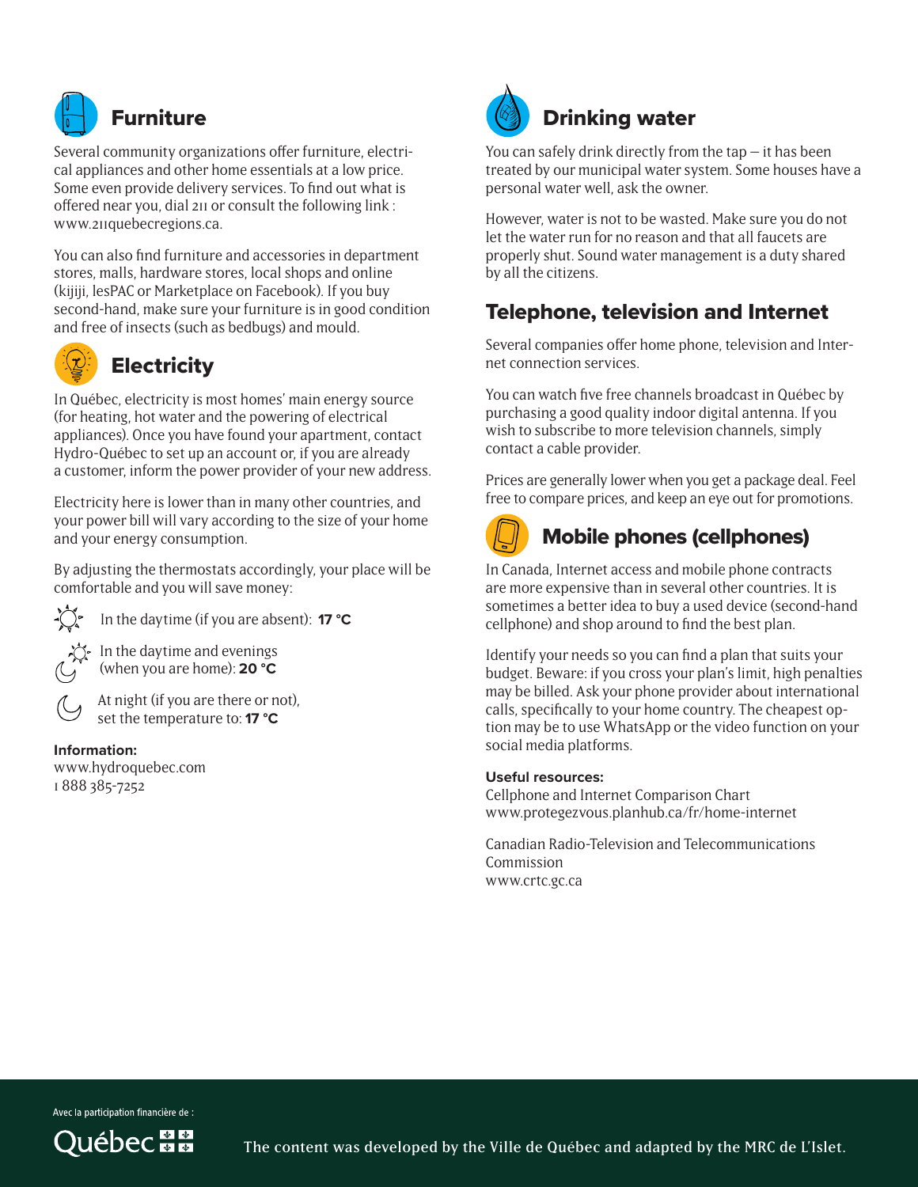## Furniture

Several community organizations offer furniture, electrical appliances and other home essentials at a low price. Some even provide delivery services. To find out what is offered near you, dial 211 or consult the following link : www.211quebecregions.ca.

You can also find furniture and accessories in department stores, malls, hardware stores, local shops and online (kijiji, lesPAC or Marketplace on Facebook). If you buy second-hand, make sure your furniture is in good condition and free of insects (such as bedbugs) and mould.

## Electricity

In Québec, electricity is most homes' main energy source (for heating, hot water and the powering of electrical appliances). Once you have found your apartment, contact Hydro-Québec to set up an account or, if you are already a customer, inform the power provider of your new address.

Electricity here is lower than in many other countries, and your power bill will vary according to the size of your home and your energy consumption.

By adjusting the thermostats accordingly, your place will be comfortable and you will save money:

- In the daytime (if you are absent): **17 °C**
- In the daytime and evenings (when you are home): **20 °C**
- At night (if you are there or not), set the temperature to: **17 °C**

**Information:**
www.hydroquebec.com
1 888 385-7252

## Drinking water

You can safely drink directly from the tap – it has been treated by our municipal water system. Some houses have a personal water well, ask the owner.

However, water is not to be wasted. Make sure you do not let the water run for no reason and that all faucets are properly shut. Sound water management is a duty shared by all the citizens.

## Telephone, television and Internet

Several companies offer home phone, television and Internet connection services.

You can watch five free channels broadcast in Québec by purchasing a good quality indoor digital antenna. If you wish to subscribe to more television channels, simply contact a cable provider.

Prices are generally lower when you get a package deal. Feel free to compare prices, and keep an eye out for promotions.

## Mobile phones (cellphones)

In Canada, Internet access and mobile phone contracts are more expensive than in several other countries. It is sometimes a better idea to buy a used device (second-hand cellphone) and shop around to find the best plan.

Identify your needs so you can find a plan that suits your budget. Beware: if you cross your plan's limit, high penalties may be billed. Ask your phone provider about international calls, specifically to your home country. The cheapest option may be to use WhatsApp or the video function on your social media platforms.

**Useful resources:**
Cellphone and Internet Comparison Chart
www.protegezvous.planhub.ca/fr/home-internet

Canadian Radio-Television and Telecommunications Commission
www.crtc.gc.ca

Avec la participation financière de : Québec

The content was developed by the Ville de Québec and adapted by the MRC de L'Islet.